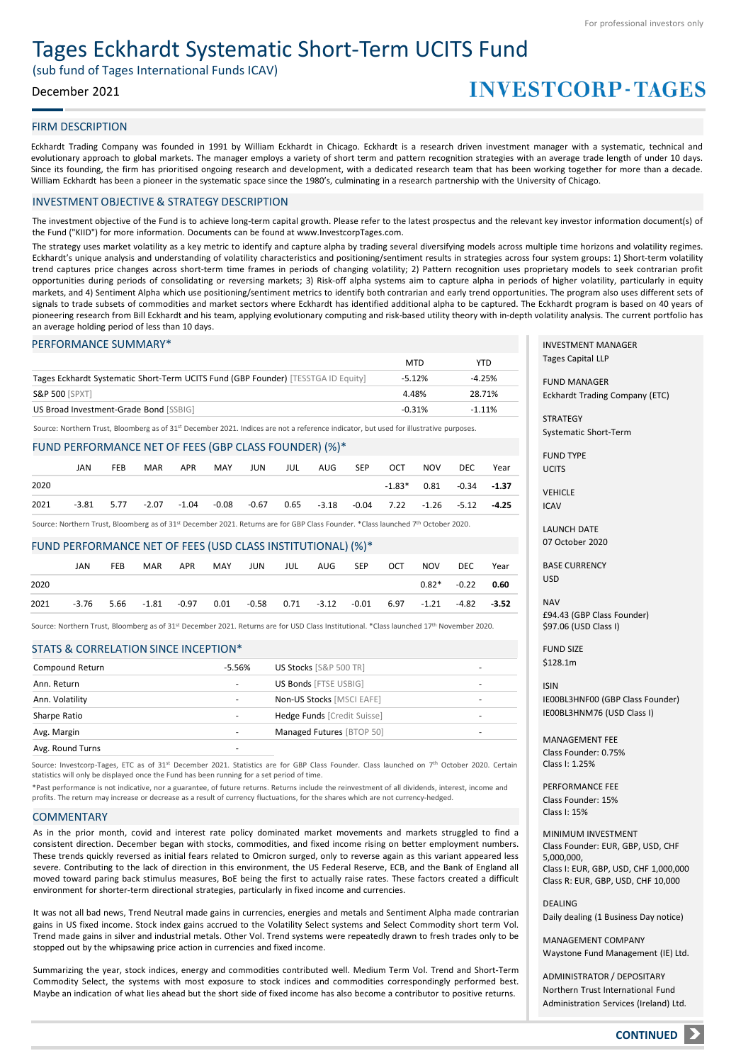For professional investors only

# Tages Eckhardt Systematic Short-Term UCITS Fund

(sub fund of Tages International Funds ICAV)

December 2021

INVESTCORP-TAGES

## FIRM DESCRIPTION

Eckhardt Trading Company was founded in 1991 by William Eckhardt in Chicago. Eckhardt is a research driven investment manager with a systematic, technical and evolutionary approach to global markets. The manager employs a variety of short term and pattern recognition strategies with an average trade length of under 10 days. Since its founding, the firm has prioritised ongoing research and development, with a dedicated research team that has been working together for more than a decade. William Eckhardt has been a pioneer in the systematic space since the 1980's, culminating in a research partnership with the University of Chicago.

## INVESTMENT OBJECTIVE & STRATEGY DESCRIPTION

The investment objective of the Fund is to achieve long-term capital growth. Please refer to the latest prospectus and the relevant key investor information document(s) of the Fund ("KIID") for more information. Documents can be found at www.InvestcorpTages.com.

The strategy uses market volatility as a key metric to identify and capture alpha by trading several diversifying models across multiple time horizons and volatility regimes. Eckhardt's unique analysis and understanding of volatility characteristics and positioning/sentiment results in strategies across four system groups: 1) Short-term volatility trend captures price changes across short-term time frames in periods of changing volatility; 2) Pattern recognition uses proprietary models to seek contrarian profit opportunities during periods of consolidating or reversing markets; 3) Risk-off alpha systems aim to capture alpha in periods of higher volatility, particularly in equity markets, and 4) Sentiment Alpha which use positioning/sentiment metrics to identify both contrarian and early trend opportunities. The program also uses different sets of signals to trade subsets of commodities and market sectors where Eckhardt has identified additional alpha to be captured. The Eckhardt program is based on 40 years of pioneering research from Bill Eckhardt and his team, applying evolutionary computing and risk-based utility theory with in-depth volatility analysis. The current portfolio has an average holding period of less than 10 days.

## PERFORMANCE SUMMARY*

| | MTD | YTD |
|---|---|---|
| Tages Eckhardt Systematic Short-Term UCITS Fund (GBP Founder) [TESSTGA ID Equity] | -5.12% | -4.25% |
| S&P 500 [SPXT] | 4.48% | 28.71% |
| US Broad Investment-Grade Bond [SSBIG] | -0.31% | -1.11% |

Source: Northern Trust, Bloomberg as of 31st December 2021. Indices are not a reference indicator, but used for illustrative purposes.

## FUND PERFORMANCE NET OF FEES (GBP CLASS FOUNDER) (%)*

| | JAN | FEB | MAR | APR | MAY | JUN | JUL | AUG | SEP | OCT | NOV | DEC | Year |
|---|---|---|---|---|---|---|---|---|---|---|---|---|---|
| 2020 | | | | | | | | | | -1.83* | 0.81 | -0.34 | **-1.37** |
| 2021 | -3.81 | 5.77 | -2.07 | -1.04 | -0.08 | -0.67 | 0.65 | -3.18 | -0.04 | 7.22 | -1.26 | -5.12 | **-4.25** |

Source: Northern Trust, Bloomberg as of 31st December 2021. Returns are for GBP Class Founder. *Class launched 7th October 2020.

## FUND PERFORMANCE NET OF FEES (USD CLASS INSTITUTIONAL) (%)*

| | JAN | FEB | MAR | APR | MAY | JUN | JUL | AUG | SEP | OCT | NOV | DEC | Year |
|---|---|---|---|---|---|---|---|---|---|---|---|---|---|
| 2020 | | | | | | | | | | | 0.82* | -0.22 | **0.60** |
| 2021 | -3.76 | 5.66 | -1.81 | -0.97 | 0.01 | -0.58 | 0.71 | -3.12 | -0.01 | 6.97 | -1.21 | -4.82 | **-3.52** |

Source: Northern Trust, Bloomberg as of 31st December 2021. Returns are for USD Class Institutional. *Class launched 17th November 2020.

## STATS & CORRELATION SINCE INCEPTION*

| | | | |
|---|---|---|---|
| Compound Return | -5.56% | US Stocks [S&P 500 TR] | - |
| Ann. Return | - | US Bonds [FTSE USBIG] | - |
| Ann. Volatility | - | Non-US Stocks [MSCI EAFE] | - |
| Sharpe Ratio | - | Hedge Funds [Credit Suisse] | - |
| Avg. Margin | - | Managed Futures [BTOP 50] | - |
| Avg. Round Turns | - | | |

Source: Investcorp-Tages, ETC as of 31st December 2021. Statistics are for GBP Class Founder. Class launched on 7th October 2020. Certain statistics will only be displayed once the Fund has been running for a set period of time.

*Past performance is not indicative, nor a guarantee, of future returns. Returns include the reinvestment of all dividends, interest, income and profits. The return may increase or decrease as a result of currency fluctuations, for the shares which are not currency-hedged.

## COMMENTARY

As in the prior month, covid and interest rate policy dominated market movements and markets struggled to find a consistent direction. December began with stocks, commodities, and fixed income rising on better employment numbers. These trends quickly reversed as initial fears related to Omicron surged, only to reverse again as this variant appeared less severe. Contributing to the lack of direction in this environment, the US Federal Reserve, ECB, and the Bank of England all moved toward paring back stimulus measures, BoE being the first to actually raise rates. These factors created a difficult environment for shorter-term directional strategies, particularly in fixed income and currencies.

It was not all bad news, Trend Neutral made gains in currencies, energies and metals and Sentiment Alpha made contrarian gains in US fixed income. Stock index gains accrued to the Volatility Select systems and Select Commodity short term Vol. Trend made gains in silver and industrial metals. Other Vol. Trend systems were repeatedly drawn to fresh trades only to be stopped out by the whipsawing price action in currencies and fixed income.

Summarizing the year, stock indices, energy and commodities contributed well. Medium Term Vol. Trend and Short-Term Commodity Select, the systems with most exposure to stock indices and commodities correspondingly performed best. Maybe an indication of what lies ahead but the short side of fixed income has also become a contributor to positive returns.

INVESTMENT MANAGER
Tages Capital LLP

FUND MANAGER
Eckhardt Trading Company (ETC)

STRATEGY
Systematic Short-Term

FUND TYPE
UCITS

VEHICLE
ICAV

LAUNCH DATE
07 October 2020

BASE CURRENCY
USD

NAV
£94.43 (GBP Class Founder)
$97.06 (USD Class I)

FUND SIZE
$128.1m

ISIN
IE00BL3HNF00 (GBP Class Founder)
IE00BL3HNM76 (USD Class I)

MANAGEMENT FEE
Class Founder: 0.75%
Class I: 1.25%

PERFORMANCE FEE
Class Founder: 15%
Class I: 15%

MINIMUM INVESTMENT
Class Founder: EUR, GBP, USD, CHF 5,000,000,
Class I: EUR, GBP, USD, CHF 1,000,000
Class R: EUR, GBP, USD, CHF 10,000

DEALING
Daily dealing (1 Business Day notice)

MANAGEMENT COMPANY
Waystone Fund Management (IE) Ltd.

ADMINISTRATOR / DEPOSITARY
Northern Trust International Fund Administration Services (Ireland) Ltd.

CONTINUED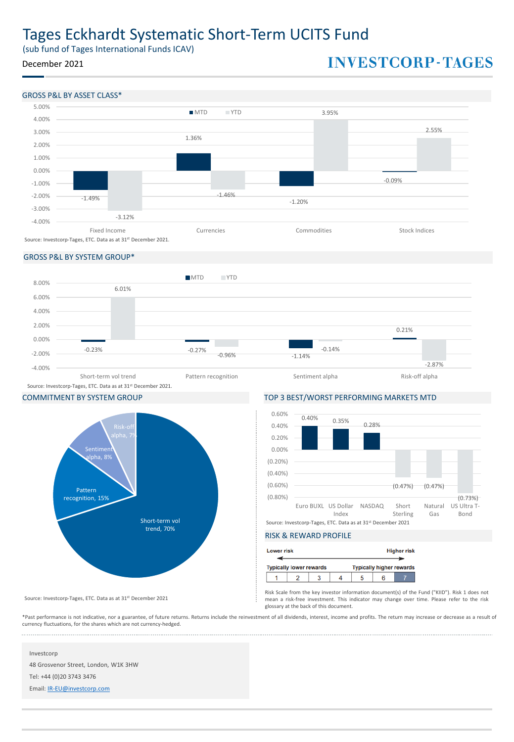# Tages Eckhardt Systematic Short-Term UCITS Fund

(sub fund of Tages International Funds ICAV)

December 2021

**INVESTCORP-TAGES**

## GROSS P&L BY ASSET CLASS*

| Asset Class | MTD | YTD |
|---|---|---|
| Fixed Income | -1.49% | -3.12% |
| Currencies | 1.36% | -1.46% |
| Commodities | -1.20% | 3.95% |
| Stock Indices | -0.09% | 2.55% |

Source: Investcorp-Tages, ETC. Data as at 31st December 2021.

## GROSS P&L BY SYSTEM GROUP*

| System Group | MTD | YTD |
|---|---|---|
| Short-term vol trend | -0.23% | 6.01% |
| Pattern recognition | -0.27% | -0.96% |
| Sentiment alpha | -1.14% | -0.14% |
| Risk-off alpha | 0.21% | -2.87% |

Source: Investcorp-Tages, ETC. Data as at 31st December 2021.

## COMMITMENT BY SYSTEM GROUP

| System Group | Commitment |
|---|---|
| Short-term vol trend | 70% |
| Pattern recognition | 15% |
| Sentiment alpha | 8% |
| Risk-off alpha | 7% |

Source: Investcorp-Tages, ETC. Data as at 31st December 2021

## TOP 3 BEST/WORST PERFORMING MARKETS MTD

| Market | MTD |
|---|---|
| Euro BUXL | 0.40% |
| US Dollar Index | 0.35% |
| NASDAQ | 0.28% |
| Short Sterling | (0.47%) |
| Natural Gas | (0.47%) |
| US Ultra T-Bond | (0.73%) |

Source: Investcorp-Tages, ETC. Data as at 31st December 2021

## RISK & REWARD PROFILE

| Lower risk | | | | | | Higher risk |
|---|---|---|---|---|---|---|
| Typically lower rewards | | | | | | Typically higher rewards |
| 1 | 2 | 3 | 4 | 5 | 6 | **7** |

Risk Scale from the key investor information document(s) of the Fund ("KIID"). Risk 1 does not mean a risk-free investment. This indicator may change over time. Please refer to the risk glossary at the back of this document.

*Past performance is not indicative, nor a guarantee, of future returns. Returns include the reinvestment of all dividends, interest, income and profits. The return may increase or decrease as a result of currency fluctuations, for the shares which are not currency-hedged.

Investcorp

48 Grosvenor Street, London, W1K 3HW

Tel: +44 (0)20 3743 3476

Email: IR-EU@investcorp.com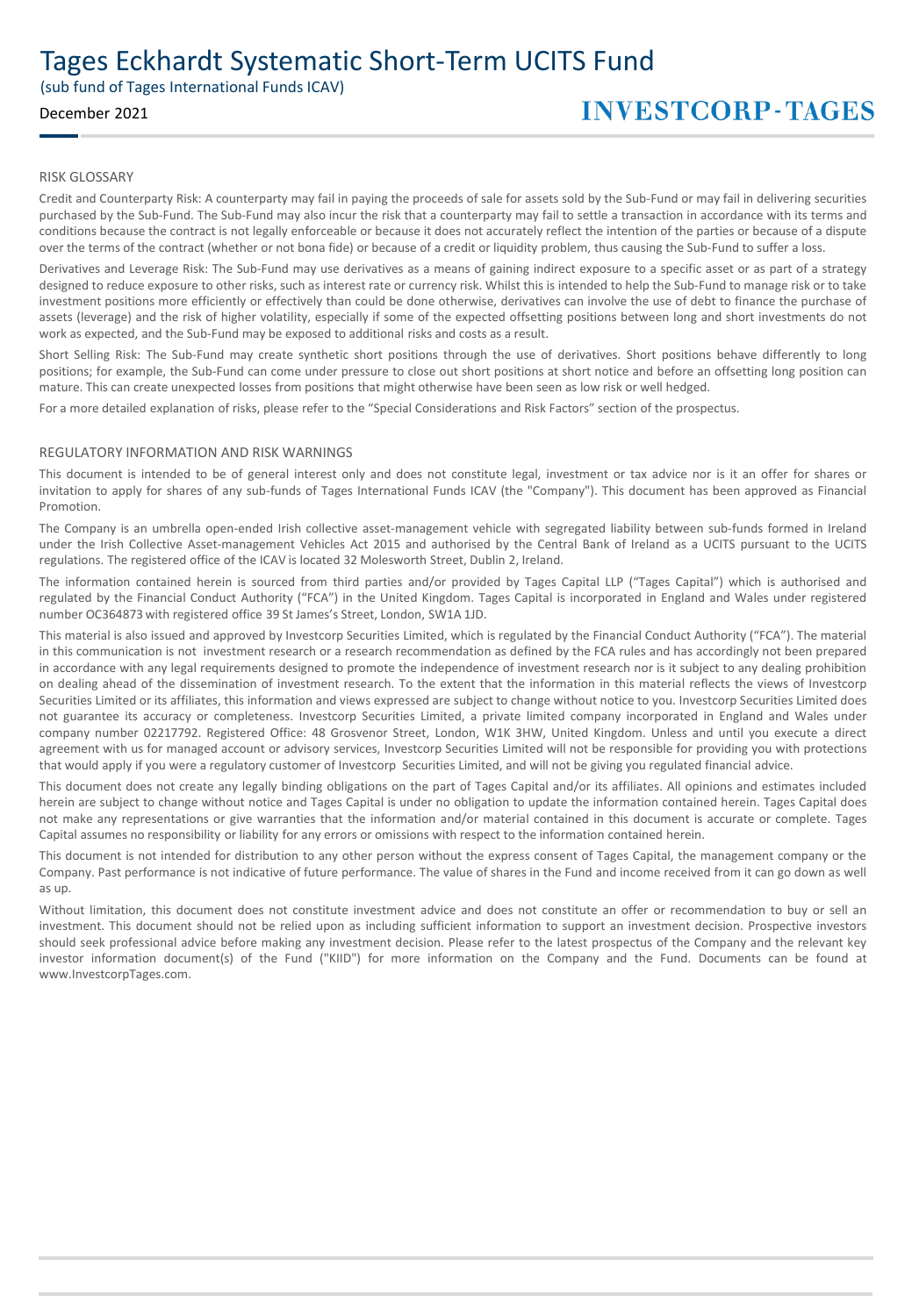# Tages Eckhardt Systematic Short-Term UCITS Fund

(sub fund of Tages International Funds ICAV)

December 2021

**INVESTCORP-TAGES**

## RISK GLOSSARY

Credit and Counterparty Risk: A counterparty may fail in paying the proceeds of sale for assets sold by the Sub-Fund or may fail in delivering securities purchased by the Sub-Fund. The Sub-Fund may also incur the risk that a counterparty may fail to settle a transaction in accordance with its terms and conditions because the contract is not legally enforceable or because it does not accurately reflect the intention of the parties or because of a dispute over the terms of the contract (whether or not bona fide) or because of a credit or liquidity problem, thus causing the Sub-Fund to suffer a loss.

Derivatives and Leverage Risk: The Sub-Fund may use derivatives as a means of gaining indirect exposure to a specific asset or as part of a strategy designed to reduce exposure to other risks, such as interest rate or currency risk. Whilst this is intended to help the Sub-Fund to manage risk or to take investment positions more efficiently or effectively than could be done otherwise, derivatives can involve the use of debt to finance the purchase of assets (leverage) and the risk of higher volatility, especially if some of the expected offsetting positions between long and short investments do not work as expected, and the Sub-Fund may be exposed to additional risks and costs as a result.

Short Selling Risk: The Sub-Fund may create synthetic short positions through the use of derivatives. Short positions behave differently to long positions; for example, the Sub-Fund can come under pressure to close out short positions at short notice and before an offsetting long position can mature. This can create unexpected losses from positions that might otherwise have been seen as low risk or well hedged.

For a more detailed explanation of risks, please refer to the "Special Considerations and Risk Factors" section of the prospectus.

## REGULATORY INFORMATION AND RISK WARNINGS

This document is intended to be of general interest only and does not constitute legal, investment or tax advice nor is it an offer for shares or invitation to apply for shares of any sub-funds of Tages International Funds ICAV (the "Company"). This document has been approved as Financial Promotion.

The Company is an umbrella open-ended Irish collective asset-management vehicle with segregated liability between sub-funds formed in Ireland under the Irish Collective Asset-management Vehicles Act 2015 and authorised by the Central Bank of Ireland as a UCITS pursuant to the UCITS regulations. The registered office of the ICAV is located 32 Molesworth Street, Dublin 2, Ireland.

The information contained herein is sourced from third parties and/or provided by Tages Capital LLP ("Tages Capital") which is authorised and regulated by the Financial Conduct Authority ("FCA") in the United Kingdom. Tages Capital is incorporated in England and Wales under registered number OC364873 with registered office 39 St James's Street, London, SW1A 1JD.

This material is also issued and approved by Investcorp Securities Limited, which is regulated by the Financial Conduct Authority ("FCA"). The material in this communication is not investment research or a research recommendation as defined by the FCA rules and has accordingly not been prepared in accordance with any legal requirements designed to promote the independence of investment research nor is it subject to any dealing prohibition on dealing ahead of the dissemination of investment research. To the extent that the information in this material reflects the views of Investcorp Securities Limited or its affiliates, this information and views expressed are subject to change without notice to you. Investcorp Securities Limited does not guarantee its accuracy or completeness. Investcorp Securities Limited, a private limited company incorporated in England and Wales under company number 02217792. Registered Office: 48 Grosvenor Street, London, W1K 3HW, United Kingdom. Unless and until you execute a direct agreement with us for managed account or advisory services, Investcorp Securities Limited will not be responsible for providing you with protections that would apply if you were a regulatory customer of Investcorp Securities Limited, and will not be giving you regulated financial advice.

This document does not create any legally binding obligations on the part of Tages Capital and/or its affiliates. All opinions and estimates included herein are subject to change without notice and Tages Capital is under no obligation to update the information contained herein. Tages Capital does not make any representations or give warranties that the information and/or material contained in this document is accurate or complete. Tages Capital assumes no responsibility or liability for any errors or omissions with respect to the information contained herein.

This document is not intended for distribution to any other person without the express consent of Tages Capital, the management company or the Company. Past performance is not indicative of future performance. The value of shares in the Fund and income received from it can go down as well as up.

Without limitation, this document does not constitute investment advice and does not constitute an offer or recommendation to buy or sell an investment. This document should not be relied upon as including sufficient information to support an investment decision. Prospective investors should seek professional advice before making any investment decision. Please refer to the latest prospectus of the Company and the relevant key investor information document(s) of the Fund ("KIID") for more information on the Company and the Fund. Documents can be found at www.InvestcorpTages.com.